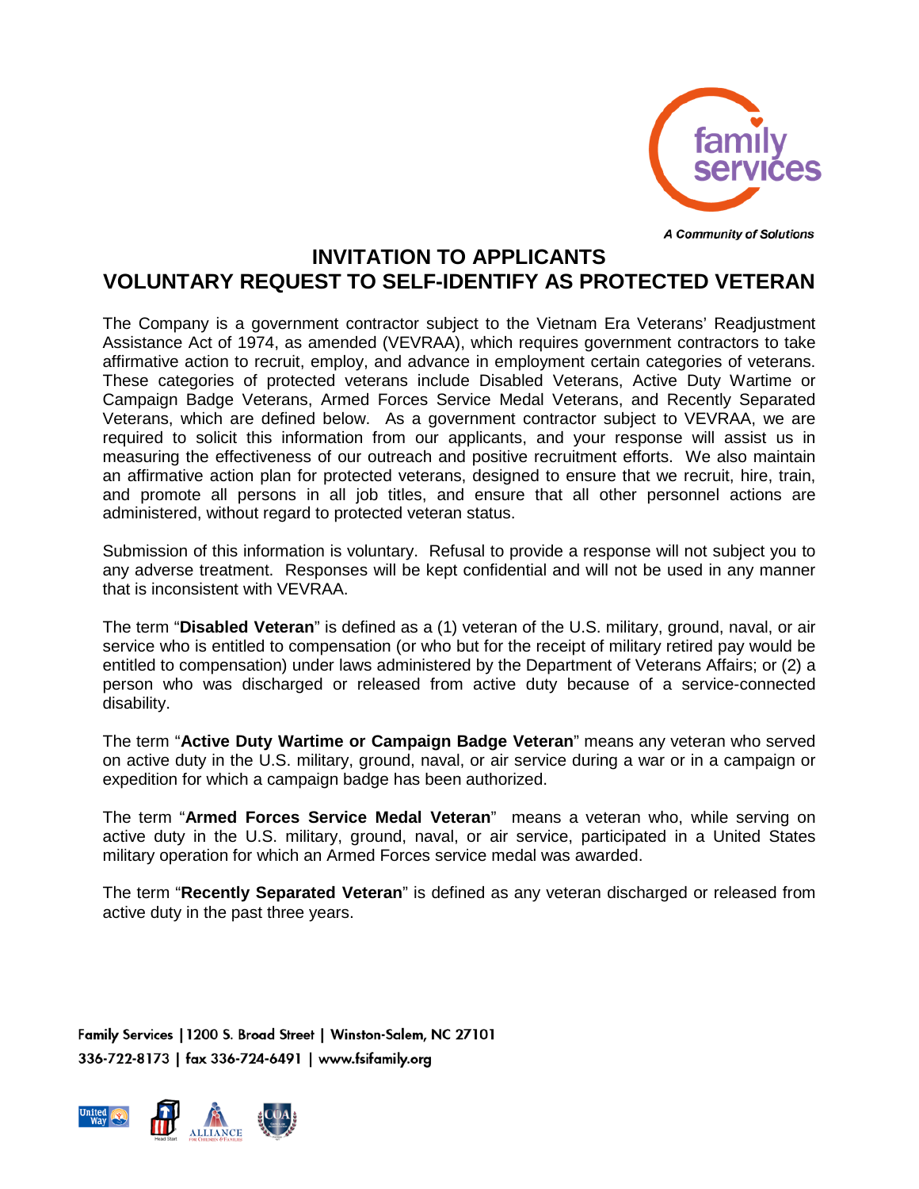family services

*A Community of Solutions*

# INVITATION TO APPLICANTS
# VOLUNTARY REQUEST TO SELF-IDENTIFY AS PROTECTED VETERAN

The Company is a government contractor subject to the Vietnam Era Veterans' Readjustment Assistance Act of 1974, as amended (VEVRAA), which requires government contractors to take affirmative action to recruit, employ, and advance in employment certain categories of veterans. These categories of protected veterans include Disabled Veterans, Active Duty Wartime or Campaign Badge Veterans, Armed Forces Service Medal Veterans, and Recently Separated Veterans, which are defined below. As a government contractor subject to VEVRAA, we are required to solicit this information from our applicants, and your response will assist us in measuring the effectiveness of our outreach and positive recruitment efforts. We also maintain an affirmative action plan for protected veterans, designed to ensure that we recruit, hire, train, and promote all persons in all job titles, and ensure that all other personnel actions are administered, without regard to protected veteran status.

Submission of this information is voluntary. Refusal to provide a response will not subject you to any adverse treatment. Responses will be kept confidential and will not be used in any manner that is inconsistent with VEVRAA.

The term "**Disabled Veteran**" is defined as a (1) veteran of the U.S. military, ground, naval, or air service who is entitled to compensation (or who but for the receipt of military retired pay would be entitled to compensation) under laws administered by the Department of Veterans Affairs; or (2) a person who was discharged or released from active duty because of a service-connected disability.

The term "**Active Duty Wartime or Campaign Badge Veteran**" means any veteran who served on active duty in the U.S. military, ground, naval, or air service during a war or in a campaign or expedition for which a campaign badge has been authorized.

The term "**Armed Forces Service Medal Veteran**" means a veteran who, while serving on active duty in the U.S. military, ground, naval, or air service, participated in a United States military operation for which an Armed Forces service medal was awarded.

The term "**Recently Separated Veteran**" is defined as any veteran discharged or released from active duty in the past three years.

Family Services | 1200 S. Broad Street | Winston-Salem, NC 27101
336-722-8173 | fax 336-724-6491 | www.fsifamily.org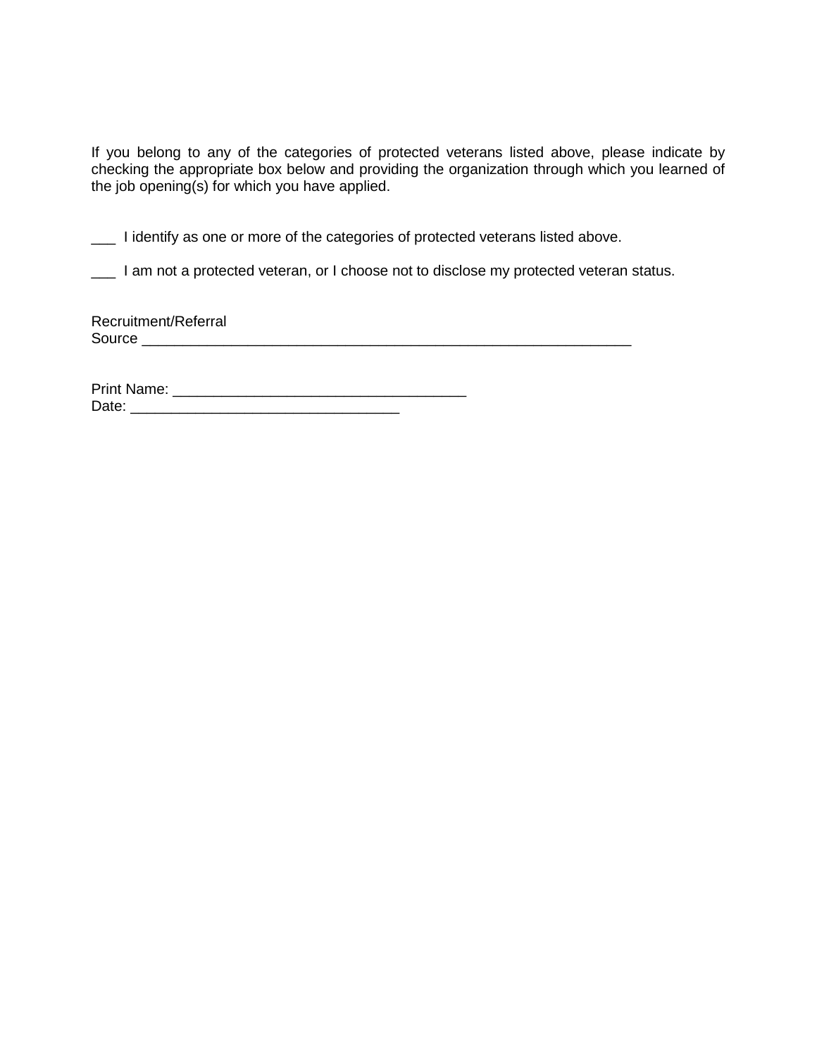If you belong to any of the categories of protected veterans listed above, please indicate by checking the appropriate box below and providing the organization through which you learned of the job opening(s) for which you have applied.

___ I identify as one or more of the categories of protected veterans listed above.

___ I am not a protected veteran, or I choose not to disclose my protected veteran status.

Recruitment/Referral
Source _______________________________________________________________

Print Name: ____________________________________
Date: _________________________________